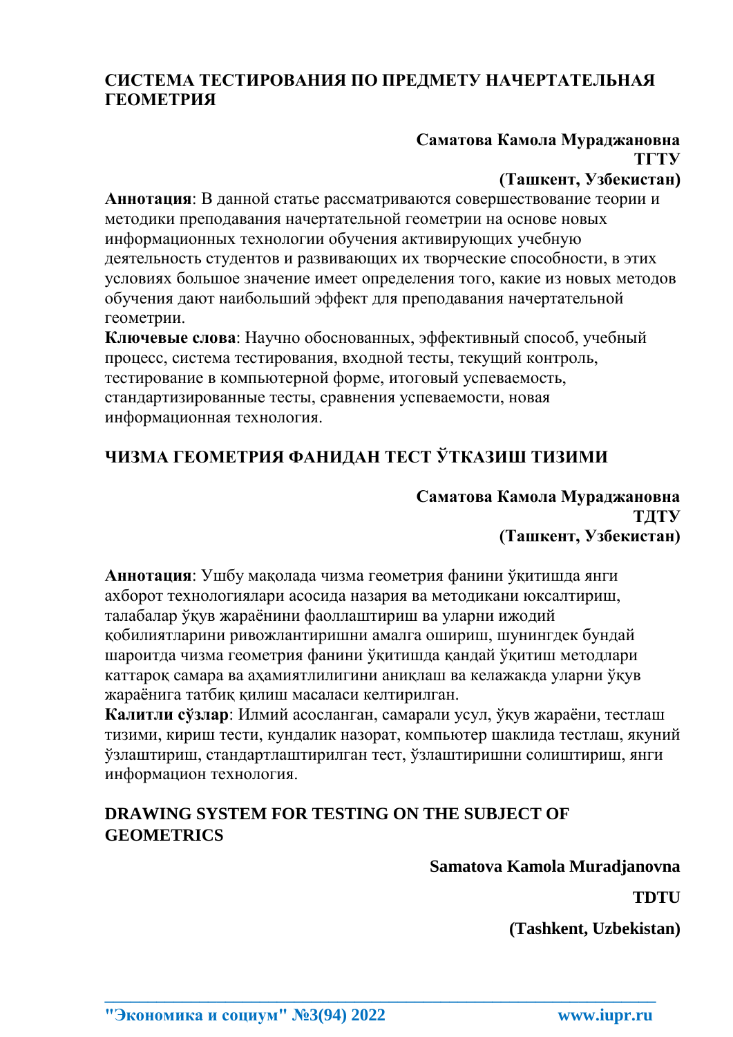## СИСТЕМА ТЕСТИРОВАНИЯ ПО ПРЕДМЕТУ НАЧЕРТАТЕЛЬНАЯ ГЕОМЕТРИЯ

**Саматова Камола Мураджановна**
**ТГТУ**
**(Ташкент, Узбекистан)**

**Аннотация**: В данной статье рассматриваются совершенствование теории и методики преподавания начертательной геометрии на основе новых информационных технологии обучения активирующих учебную деятельность студентов и развивающих их творческие способности, в этих условиях большое значение имеет определения того, какие из новых методов обучения дают наибольший эффект для преподавания начертательной геометрии.

**Ключевые слова**: Научно обоснованных, эффективный способ, учебный процесс, система тестирования, входной тесты, текущий контроль, тестирование в компьютерной форме, итоговый успеваемость, стандартизированные тесты, сравнения успеваемости, новая информационная технология.

## ЧИЗМА ГЕОМЕТРИЯ ФАНИДАН ТЕСТ ЎТКАЗИШ ТИЗИМИ

**Саматова Камола Мураджановна**
**ТДТУ**
**(Ташкент, Узбекистан)**

**Аннотация**: Ушбу мақолада чизма геометрия фанини ўқитишда янги ахборот технологиялари асосида назария ва методикани юксалтириш, талабалар ўқув жараёнини фаоллаштириш ва уларни ижодий қобилиятларини ривожлантиришни амалга ошириш, шунингдек бундай шароитда чизма геометрия фанини ўқитишда қандай ўқитиш методлари каттароқ самара ва аҳамиятлилигини аниқлаш ва келажакда уларни ўқув жараёнига татбиқ қилиш масаласи келтирилган.

**Калитли сўзлар**: Илмий асосланган, самарали усул, ўқув жараёни, тестлаш тизими, кириш тести, кундалик назорат, компьютер шаклида тестлаш, якуний ўзлаштириш, стандартлаштирилган тест, ўзлаштиришни солиштириш, янги информацион технология.

## DRAWING SYSTEM FOR TESTING ON THE SUBJECT OF GEOMETRICS

**Samatova Kamola Muradjanovna**

**TDTU**

**(Tashkent, Uzbekistan)**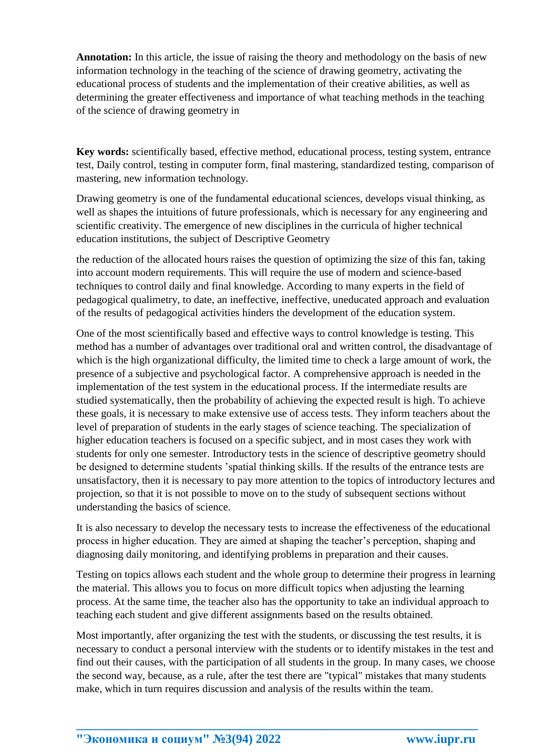**Annotation:** In this article, the issue of raising the theory and methodology on the basis of new information technology in the teaching of the science of drawing geometry, activating the educational process of students and the implementation of their creative abilities, as well as determining the greater effectiveness and importance of what teaching methods in the teaching of the science of drawing geometry in

**Key words:** scientifically based, effective method, educational process, testing system, entrance test, Daily control, testing in computer form, final mastering, standardized testing, comparison of mastering, new information technology.

Drawing geometry is one of the fundamental educational sciences, develops visual thinking, as well as shapes the intuitions of future professionals, which is necessary for any engineering and scientific creativity. The emergence of new disciplines in the curricula of higher technical education institutions, the subject of Descriptive Geometry

the reduction of the allocated hours raises the question of optimizing the size of this fan, taking into account modern requirements. This will require the use of modern and science-based techniques to control daily and final knowledge. According to many experts in the field of pedagogical qualimetry, to date, an ineffective, ineffective, uneducated approach and evaluation of the results of pedagogical activities hinders the development of the education system.

One of the most scientifically based and effective ways to control knowledge is testing. This method has a number of advantages over traditional oral and written control, the disadvantage of which is the high organizational difficulty, the limited time to check a large amount of work, the presence of a subjective and psychological factor. A comprehensive approach is needed in the implementation of the test system in the educational process. If the intermediate results are studied systematically, then the probability of achieving the expected result is high. To achieve these goals, it is necessary to make extensive use of access tests. They inform teachers about the level of preparation of students in the early stages of science teaching. The specialization of higher education teachers is focused on a specific subject, and in most cases they work with students for only one semester. Introductory tests in the science of descriptive geometry should be designed to determine students 'spatial thinking skills. If the results of the entrance tests are unsatisfactory, then it is necessary to pay more attention to the topics of introductory lectures and projection, so that it is not possible to move on to the study of subsequent sections without understanding the basics of science.

It is also necessary to develop the necessary tests to increase the effectiveness of the educational process in higher education. They are aimed at shaping the teacher's perception, shaping and diagnosing daily monitoring, and identifying problems in preparation and their causes.

Testing on topics allows each student and the whole group to determine their progress in learning the material. This allows you to focus on more difficult topics when adjusting the learning process. At the same time, the teacher also has the opportunity to take an individual approach to teaching each student and give different assignments based on the results obtained.

Most importantly, after organizing the test with the students, or discussing the test results, it is necessary to conduct a personal interview with the students or to identify mistakes in the test and find out their causes, with the participation of all students in the group. In many cases, we choose the second way, because, as a rule, after the test there are "typical" mistakes that many students make, which in turn requires discussion and analysis of the results within the team.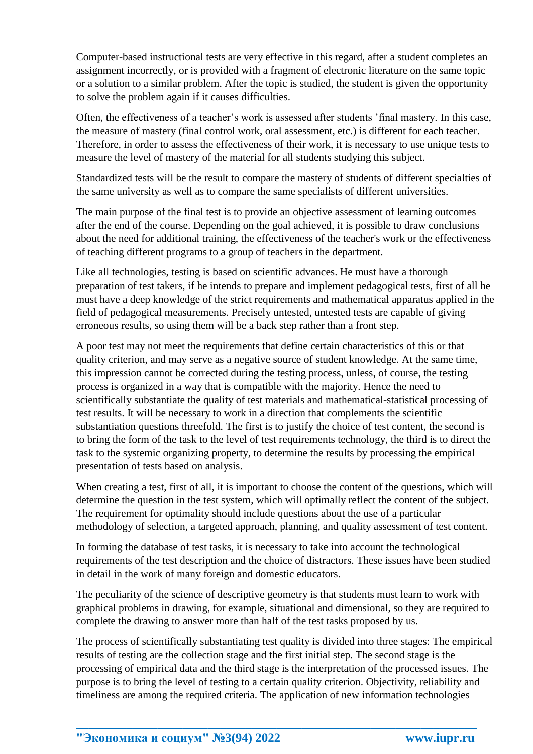Computer-based instructional tests are very effective in this regard, after a student completes an assignment incorrectly, or is provided with a fragment of electronic literature on the same topic or a solution to a similar problem. After the topic is studied, the student is given the opportunity to solve the problem again if it causes difficulties.

Often, the effectiveness of a teacher's work is assessed after students 'final mastery. In this case, the measure of mastery (final control work, oral assessment, etc.) is different for each teacher. Therefore, in order to assess the effectiveness of their work, it is necessary to use unique tests to measure the level of mastery of the material for all students studying this subject.

Standardized tests will be the result to compare the mastery of students of different specialties of the same university as well as to compare the same specialists of different universities.

The main purpose of the final test is to provide an objective assessment of learning outcomes after the end of the course. Depending on the goal achieved, it is possible to draw conclusions about the need for additional training, the effectiveness of the teacher's work or the effectiveness of teaching different programs to a group of teachers in the department.

Like all technologies, testing is based on scientific advances. He must have a thorough preparation of test takers, if he intends to prepare and implement pedagogical tests, first of all he must have a deep knowledge of the strict requirements and mathematical apparatus applied in the field of pedagogical measurements. Precisely untested, untested tests are capable of giving erroneous results, so using them will be a back step rather than a front step.

A poor test may not meet the requirements that define certain characteristics of this or that quality criterion, and may serve as a negative source of student knowledge. At the same time, this impression cannot be corrected during the testing process, unless, of course, the testing process is organized in a way that is compatible with the majority. Hence the need to scientifically substantiate the quality of test materials and mathematical-statistical processing of test results. It will be necessary to work in a direction that complements the scientific substantiation questions threefold. The first is to justify the choice of test content, the second is to bring the form of the task to the level of test requirements technology, the third is to direct the task to the systemic organizing property, to determine the results by processing the empirical presentation of tests based on analysis.

When creating a test, first of all, it is important to choose the content of the questions, which will determine the question in the test system, which will optimally reflect the content of the subject. The requirement for optimality should include questions about the use of a particular methodology of selection, a targeted approach, planning, and quality assessment of test content.

In forming the database of test tasks, it is necessary to take into account the technological requirements of the test description and the choice of distractors. These issues have been studied in detail in the work of many foreign and domestic educators.

The peculiarity of the science of descriptive geometry is that students must learn to work with graphical problems in drawing, for example, situational and dimensional, so they are required to complete the drawing to answer more than half of the test tasks proposed by us.

The process of scientifically substantiating test quality is divided into three stages: The empirical results of testing are the collection stage and the first initial step. The second stage is the processing of empirical data and the third stage is the interpretation of the processed issues. The purpose is to bring the level of testing to a certain quality criterion. Objectivity, reliability and timeliness are among the required criteria. The application of new information technologies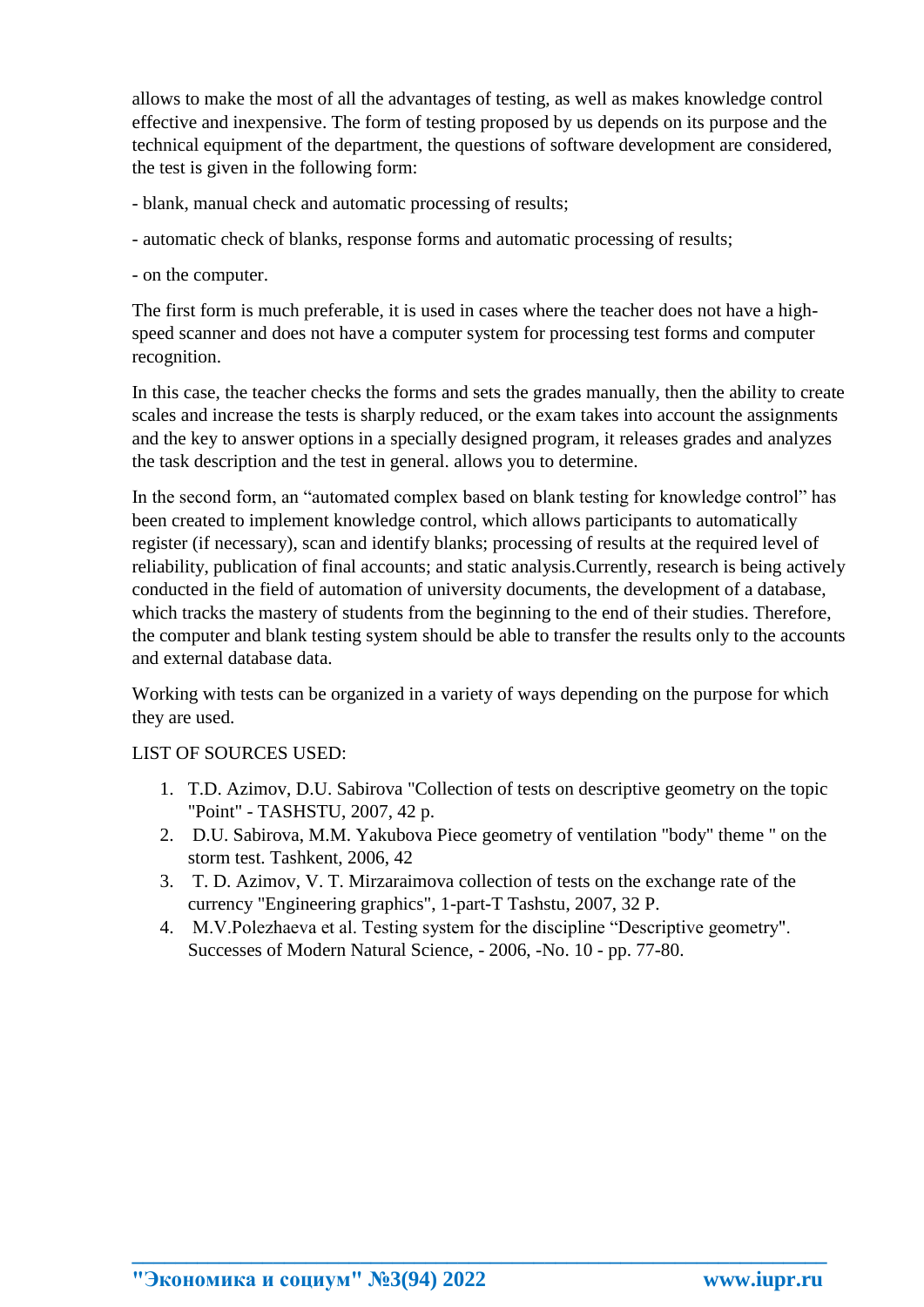allows to make the most of all the advantages of testing, as well as makes knowledge control effective and inexpensive. The form of testing proposed by us depends on its purpose and the technical equipment of the department, the questions of software development are considered, the test is given in the following form:

- blank, manual check and automatic processing of results;

- automatic check of blanks, response forms and automatic processing of results;

- on the computer.

The first form is much preferable, it is used in cases where the teacher does not have a high-speed scanner and does not have a computer system for processing test forms and computer recognition.

In this case, the teacher checks the forms and sets the grades manually, then the ability to create scales and increase the tests is sharply reduced, or the exam takes into account the assignments and the key to answer options in a specially designed program, it releases grades and analyzes the task description and the test in general. allows you to determine.

In the second form, an "automated complex based on blank testing for knowledge control" has been created to implement knowledge control, which allows participants to automatically register (if necessary), scan and identify blanks; processing of results at the required level of reliability, publication of final accounts; and static analysis.Currently, research is being actively conducted in the field of automation of university documents, the development of a database, which tracks the mastery of students from the beginning to the end of their studies. Therefore, the computer and blank testing system should be able to transfer the results only to the accounts and external database data.

Working with tests can be organized in a variety of ways depending on the purpose for which they are used.

LIST OF SOURCES USED:

1. T.D. Azimov, D.U. Sabirova "Collection of tests on descriptive geometry on the topic "Point" - TASHSTU, 2007, 42 p.
2. D.U. Sabirova, M.M. Yakubova Piece geometry of ventilation "body" theme " on the storm test. Tashkent, 2006, 42
3. T. D. Azimov, V. T. Mirzaraimova collection of tests on the exchange rate of the currency "Engineering graphics", 1-part-T Tashstu, 2007, 32 P.
4. M.V.Polezhaeva et al. Testing system for the discipline "Descriptive geometry". Successes of Modern Natural Science, - 2006, -No. 10 - pp. 77-80.